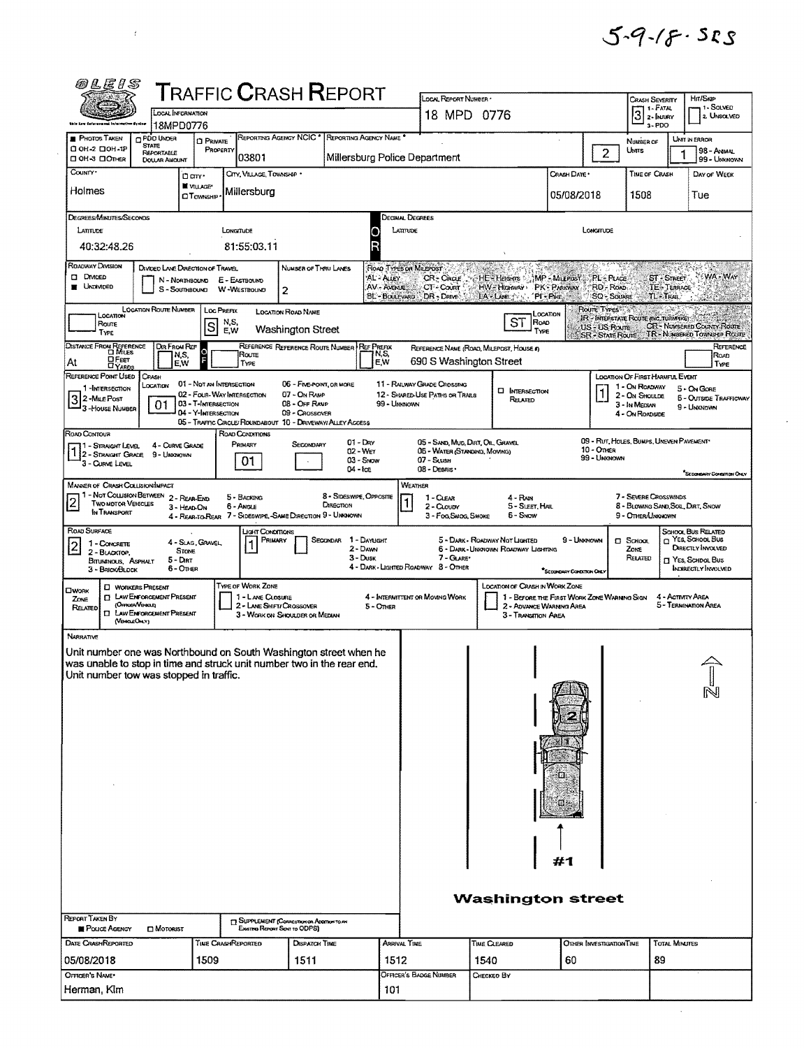5-9-18 - SRS

# TRAFFIC CRASH REPORT

| | |
| --- | --- |
| Local Information | 18MPD0776 |
| Local Report Number | 18 MPD 0776 |
| Crash Severity | 3 (1 - Fatal, 2 - Injury, 3 - PDO) |
| Hit/Skip | 1 - Solved, 2 - Unsolved |
| Photos Taken | ■ |
| Reporting Agency NCIC | 03801 |
| Reporting Agency Name | Millersburg Police Department |
| Number of Units | 2 |
| Unit in Error | 1 (98 - Animal, 99 - Unknown) |
| County | Holmes |
| City, Village, Township | ■ Village — Millersburg |
| Crash Date | 05/08/2018 |
| Time of Crash | 1508 |
| Day of Week | Tue |
| Latitude | 40:32:48.26 |
| Longitude | 81:55:03.11 |
| Roadway Division | ■ Undivided |
| Number of Thru Lanes | 2 |
| Location Route Number / Loc Prefix | S |
| Location Road Name | Washington Street |
| Location Road Type | ST |
| Distance From Reference | At |
| Reference Name (Road, Milepost, House #) | 690 S Washington Street |
| Reference Point Used | 3 - House Number |
| Crash Location | 01 - Not an Intersection |
| Location of First Harmful Event | 1 - On Roadway |
| Road Contour | 1 - Straight Level |
| Road Conditions (Primary) | 01 - Dry |
| Manner of Crash Collision/Impact | 2 - Rear-End |
| Weather | 1 - Clear |
| Road Surface | 2 - Blacktop, Bituminous, Asphalt |
| Light Conditions (Primary) | 1 - Daylight |

## Narrative

Unit number one was Northbound on South Washington street when he was unable to stop in time and struck unit number two in the rear end. Unit number tow was stopped in traffic.

Diagram: 2, #1, Washington street, N

| | |
| --- | --- |
| Report Taken By | ■ Police Agency |
| Date Crash Reported | 05/08/2018 |
| Time Crash Reported | 1509 |
| Dispatch Time | 1511 |
| Arrival Time | 1512 |
| Time Cleared | 1540 |
| Other Investigation Time | 60 |
| Total Minutes | 89 |
| Officer's Name | Herman, Kim |
| Officer's Badge Number | 101 |
| Checked By | |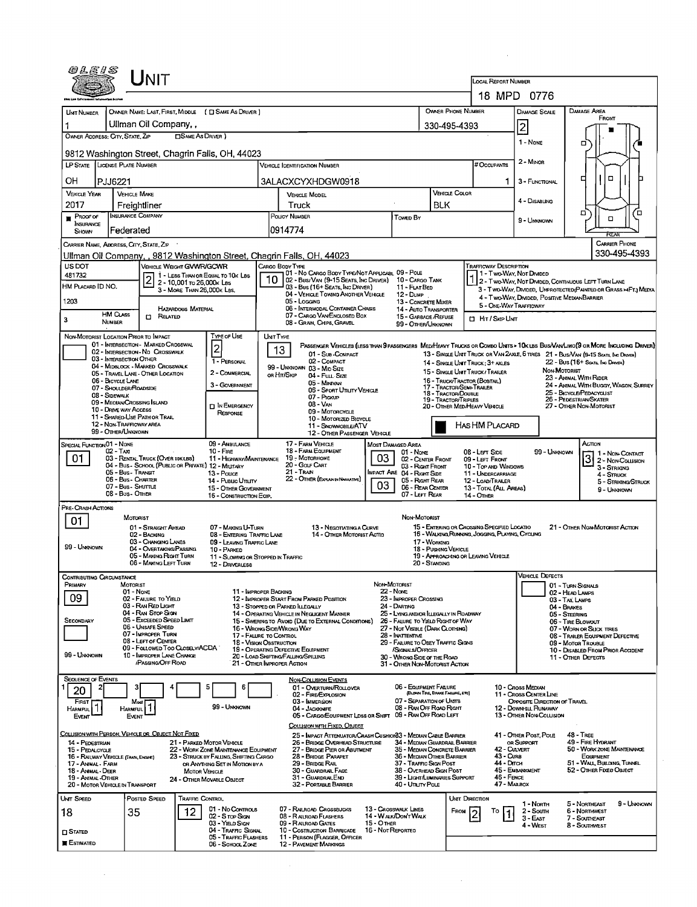# UNIT

**LOCAL REPORT NUMBER:** 18 MPD 0776

| UNIT NUMBER | OWNER NAME: LAST, FIRST, MIDDLE ( ☐ SAME AS DRIVER ) | OWNER PHONE NUMBER | DAMAGE SCALE | DAMAGE AREA |
|---|---|---|---|---|
| 1 | Ullman Oil Company, , | 330-495-4393 | 2 | FRONT |

**OWNER ADDRESS: CITY, STATE, ZIP** ( ☐ SAME AS DRIVER )
9812 Washington Street, Chagrin Falls, OH, 44023

DAMAGE SCALE: 1 - NONE, 2 - MINOR, 3 - FUNCTIONAL, 4 - DISABLING, 9 - UNKNOWN

| LP STATE | LICENSE PLATE NUMBER | VEHICLE IDENTIFICATION NUMBER | # OCCUPANTS |
|---|---|---|---|
| OH | PJJ6221 | 3ALACXCYXHDGW0918 | 1 |

| VEHICLE YEAR | VEHICLE MAKE | VEHICLE MODEL | VEHICLE COLOR |
|---|---|---|---|
| 2017 | Freightliner | Truck | BLK |

| PROOF OF INSURANCE SHOWN | INSURANCE COMPANY | POLICY NUMBER | TOWED BY |
|---|---|---|---|
| ■ | Federated | 0914774 | |

**CARRIER NAME, ADDRESS, CITY, STATE, ZIP:** Ullman Oil Company, , 9812 Washington Street, Chagrin Falls, OH, 44023
**CARRIER PHONE:** 330-495-4393

**US DOT:** 481732
**VEHICLE WEIGHT GVWR/GCWR:** 2
1 - LESS THAN OR EQUAL TO 10K LBS; 2 - 10,001 TO 26,000K LBS; 3 - MORE THAN 26,000K LBS.

**HM PLACARD ID NO.:** 1203
**HM CLASS NUMBER:** 3
☐ HAZARDOUS MATERIAL RELATED

**CARGO BODY TYPE:** 10
01 - NO CARGO BODY TYPE/NOT APPLICABLE; 02 - BUS/VAN (9-15 SEATS, INC DRIVER); 03 - BUS (16+ SEATS, INC DRIVER); 04 - VEHICLE TOWING ANOTHER VEHICLE; 05 - LOGGING; 06 - INTERMODAL CONTAINER CHASSIS; 07 - CARGO VAN/ENCLOSED BOX; 08 - GRAIN, CHIPS, GRAVEL; 09 - POLE; 10 - CARGO TANK; 11 - FLAT BED; 12 - DUMP; 13 - CONCRETE MIXER; 14 - AUTO TRANSPORTER; 15 - GARBAGE/REFUSE; 99 - OTHER/UNKNOWN

**TRAFFICWAY DESCRIPTION:** 1
1 - TWO-WAY, NOT DIVIDED; 2 - TWO-WAY, NOT DIVIDED, CONTINUOUS LEFT TURN LANE; 3 - TWO-WAY, DIVIDED, UNPROTECTED (PAINTED OR GRASS >4FT.) MEDIA; 4 - TWO-WAY, DIVIDED, POSITIVE MEDIAN BARRIER; 5 - ONE-WAY TRAFFICWAY
☐ HIT / SKIP UNIT

**NON-MOTORIST LOCATION PRIOR TO IMPACT:**
01 - INTERSECTION - MARKED CROSSWALK; 02 - INTERSECTION - NO CROSSWALK; 03 - INTERSECTION OTHER; 04 - MIDBLOCK - MARKED CROSSWALK; 05 - TRAVEL LANE - OTHER LOCATION; 06 - BICYCLE LANE; 07 - SHOULDER/ROADSIDE; 08 - SIDEWALK; 09 - MEDIAN/CROSSING ISLAND; 10 - DRIVE WAY ACCESS; 11 - SHARED-USE PATH OR TRAIL; 12 - NON-TRAFFICWAY AREA; 99 - OTHER/UNKNOWN

**TYPE OF USE:** 2
1 - PERSONAL; 2 - COMMERCIAL; 3 - GOVERNMENT
☐ IN EMERGENCY RESPONSE

**UNIT TYPE:** 13
PASSENGER VEHICLES (LESS THAN 9 PASSENGERS MED/HEAVY TRUCKS OR COMBO UNITS > 10K LBS BUS/VAN/LIMO (9 OR MORE INCLUDING DRIVER)
01 - SUB-COMPACT; 02 - COMPACT; 99 - UNKNOWN 03 - MID SIZE OR HIT/SKIP; 04 - FULL SIZE; 05 - MINIVAN; 06 - SPORT UTILITY VEHICLE; 07 - PICKUP; 08 - VAN; 09 - MOTORCYCLE; 10 - MOTORIZED BICYCLE; 11 - SNOWMOBILE/ATV; 12 - OTHER PASSENGER VEHICLE
13 - SINGLE UNIT TRUCK OR VAN 2AXLE, 6 TIRES; 14 - SINGLE UNIT TRUCK; 3+ AXLES; 15 - SINGLE UNIT TRUCK / TRAILER; 16 - TRUCK/TRACTOR (BOBTAIL); 17 - TRACTOR/SEMI-TRAILER; 18 - TRACTOR/DOUBLE; 19 - TRACTOR/TRIPLES; 20 - OTHER MED/HEAVY VEHICLE
21 - BUS/VAN (9-15 SEATS, INC DRIVER); 22 - BUS (16+ SEATS, INC DRIVER)
NON-MOTORIST: 23 - ANIMAL WITH RIDER; 24 - ANIMAL WITH BUGGY, WAGON, SURREY; 25 - BICYCLE/PEDACYCLIST; 26 - PEDESTRIAN/SKATER; 27 - OTHER NON-MOTORIST
■ HAS HM PLACARD

**SPECIAL FUNCTION:** 01
01 - NONE; 02 - TAXI; 03 - RENTAL TRUCK (OVER 10K LBS); 04 - BUS - SCHOOL (PUBLIC OR PRIVATE); 05 - BUS - TRANSIT; 06 - BUS - CHARTER; 07 - BUS - SHUTTLE; 08 - BUS - OTHER; 09 - AMBULANCE; 10 - FIRE; 11 - HIGHWAY/MAINTENANCE; 12 - MILITARY; 13 - POLICE; 14 - PUBLIC UTILITY; 15 - OTHER GOVERNMENT; 16 - CONSTRUCTION EQIP.; 17 - FARM VEHICLE; 18 - FARM EQUIPMENT; 19 - MOTORHOME; 20 - GOLF CART; 21 - TRAIN; 22 - OTHER (EXPLAIN IN NARRATIVE)

**MOST DAMAGED AREA:** 03
**IMPACT AREA:** 03
01 - NONE; 02 - CENTER FRONT; 03 - RIGHT FRONT; 04 - RIGHT SIDE; 05 - RIGHT REAR; 06 - REAR CENTER; 07 - LEFT REAR; 08 - LEFT SIDE; 09 - LEFT FRONT; 10 - TOP AND WINDOWS; 11 - UNDERCARRIAGE; 12 - LOAD/TRAILER; 13 - TOTAL (ALL AREAS); 14 - OTHER; 99 - UNKNOWN

**ACTION:** 3
1 - NON-CONTACT; 2 - NON-COLLISION; 3 - STRIKING; 4 - STRUCK; 5 - STRIKING/STRUCK; 9 - UNKNOWN

**PRE-CRASH ACTIONS:** 01
MOTORIST: 01 - STRAIGHT AHEAD; 02 - BACKING; 03 - CHANGING LANES; 04 - OVERTAKING/PASSING; 05 - MAKING RIGHT TURN; 06 - MAKING LEFT TURN; 07 - MAKING U-TURN; 08 - ENTERING TRAFFIC LANE; 09 - LEAVING TRAFFIC LANE; 10 - PARKED; 11 - SLOWING OR STOPPED IN TRAFFIC; 12 - DRIVERLESS; 13 - NEGOTIATING A CURVE; 14 - OTHER MOTORIST ACTIO
NON-MOTORIST: 15 - ENTERING OR CROSSING SPECIFIED LOCATIO; 16 - WALKING, RUNNING, JOGGING, PLAYING, CYCLING; 17 - WORKING; 18 - PUSHING VEHICLE; 19 - APPROACHING OR LEAVING VEHICLE; 20 - STANDING; 21 - OTHER NON-MOTORIST ACTION
99 - UNKNOWN

**CONTRIBUTING CIRCUMSTANCE**
PRIMARY: 09
SECONDARY: (blank)
MOTORIST: 01 - NONE; 02 - FAILURE TO YIELD; 03 - RAN RED LIGHT; 04 - RAN STOP SIGN; 05 - EXCEEDED SPEED LIMIT; 06 - UNSAFE SPEED; 07 - IMPROPER TURN; 08 - LEFT OF CENTER; 09 - FOLLOWED TOO CLOSELY/ACDA; 10 - IMPROPER LANE CHANGE /PASSING/OFF ROAD; 11 - IMPROPER BACKING; 12 - IMPROPER START FROM PARKED POSITION; 13 - STOPPED OR PARKED ILLEGALLY; 14 - OPERATING VEHICLE IN NEGLIGENT MANNER; 15 - SWERING TO AVOID (DUE TO EXTERNAL CONDITIONS); 16 - WRONG SIDE/WRONG WAY; 17 - FAILURE TO CONTROL; 18 - VISION OBSTRUCTION; 19 - OPERATING DEFECTIVE EQUIPMENT; 20 - LOAD SHIFTING/FALLING/SPILLING; 21 - OTHER IMPROPER ACTION
NON-MOTORIST: 22 - NONE; 23 - IMPROPER CROSSING; 24 - DARTING; 25 - LYING AND/OR ILLEGALLY IN ROADWAY; 26 - FALURE TO YIELD RIGHT OF WAY; 27 - NOT VISIBLE (DARK CLOTHING); 28 - INATTENTIVE; 29 - FAILURE TO OBEY TRAFFIC SIGNS /SIGNALS/OFFICER; 30 - WRONG SIDE OF THE ROAD; 31 - OTHER NON-MOTORIST ACTION
99 - UNKNOWN

**VEHICLE DEFECTS:**
01 - TURN SIGNALS; 02 - HEAD LAMPS; 03 - TAIL LAMPS; 04 - BRAKES; 05 - STEERING; 06 - TIRE BLOWOUT; 07 - WORN OR SLICK TIRES; 08 - TRAILER EQUIPMENT DEFECTIVE; 09 - MOTOR TROUBLE; 10 - DISABLED FROM PRIOR ACCIDENT; 11 - OTHER DEFECTS

**SEQUENCE OF EVENTS**

| 1 | 2 | 3 | 4 | 5 | 6 |
|---|---|---|---|---|---|
| 20 | | | | | |

FIRST HARMFUL EVENT: 1
MOST HARMFUL EVENT: 1
99 - UNKNOWN

NON-COLLISION EVENTS: 01 - OVERTURN/ROLLOVER; 02 - FIRE/EXPLOSION; 03 - IMMERSION; 04 - JACKKNIFE; 05 - CARGO/EQUIPMENT LOSS OR SHIFT; 06 - EQUIPMENT FAILURE (BLOWN TIRE, BRAKE FAILURE, ETC); 07 - SEPARATION OF UNITS; 08 - RAN OFF ROAD RIGHT; 09 - RAN OFF ROAD LEFT; 10 - CROSS MEDIAN; 11 - CROSS CENTER LINE OPPOSITE DIRECTION OF TRAVEL; 12 - DOWNHILL RUNAWAY; 13 - OTHER NON-COLLISION

COLLISION WITH PERSON, VEHICLE OR OBJECT NOT FIXED: 14 - PEDESTRIAN; 15 - PEDALCYCLE; 16 - RAILWAY VEHICLE (TRAIN, ENGINE); 17 - ANIMAL - FARM; 18 - ANIMAL - DEER; 19 - ANIMAL - OTHER; 20 - MOTOR VEHICLE IN TRANSPORT; 21 - PARKED MOTOR VEHICLE; 22 - WORK ZONE MAINTENANCE EQUIPMENT; 23 - STRUCK BY FALLING, SHIFTING CARGO OR ANYTHING SET IN MOTION BY A MOTOR VEHICLE; 24 - OTHER MOVABLE OBJECT

COLLISION WITH FIXED, OBJECT: 25 - IMPACT ATTENUATOR/CRASH CUSHION; 26 - BRIDGE OVERHEAD STRUCTURE; 27 - BRIDGE PIER OR ABUTMENT; 28 - BRIDGE PARAPET; 29 - BRIDGE RAIL; 30 - GUARDRAIL FACE; 31 - GUARDRAIL END; 32 - PORTABLE BARRIER; 33 - MEDIAN CABLE BARRIER; 34 - MEDIAN GUARDRAIL BARRIER; 35 - MEDIAN CONCRETE BARRIER; 36 - MEDIAN OTHER BARRIER; 37 - TRAFFIC SIGN POST; 38 - OVERHEAD SIGN POST; 39 - LIGHT/LUMINARIES SUPPORT; 40 - UTILITY POLE; 41 - OTHER POST, POLE OR SUPPORT; 42 - CULVERT; 43 - CURB; 44 - DITCH; 45 - EMBANKMENT; 46 - FENCE; 47 - MAILBOX; 48 - TREE; 49 - FIRE HYDRANT; 50 - WORK ZONE MAINTENANCE EQUIPMENT; 51 - WALL, BUILDING, TUNNEL; 52 - OTHER FIXED OBJECT

| UNIT SPEED | POSTED SPEED | TRAFFIC CONTROL | UNIT DIRECTION |
|---|---|---|---|
| 18 | 35 | 12 | FROM 2 TO 1 |

■ ESTIMATED ☐ STATED

TRAFFIC CONTROL: 01 - NO CONTROLS; 02 - STOP SIGN; 03 - YIELD SIGN; 04 - TRAFFIC SIGNAL; 05 - TRAFFIC FLASHERS; 06 - SCHOOL ZONE; 07 - RAILROAD CROSSBUCKS; 08 - RAILROAD FLASHERS; 09 - RAILROAD GATES; 10 - COSTRUCTION BARRICADE; 11 - PERSON (FLAGGER, OFFICER; 12 - PAVEMENT MARKINGS; 13 - CROSSWALK LINES; 14 - WALK/DON'T WALK; 15 - OTHER; 16 - NOT REPORTED

UNIT DIRECTION: 1 - NORTH; 2 - SOUTH; 3 - EAST; 4 - WEST; 5 - NORTHEAST; 6 - NORTHWEST; 7 - SOUTHEAST; 8 - SOUTHWEST; 9 - UNKNOWN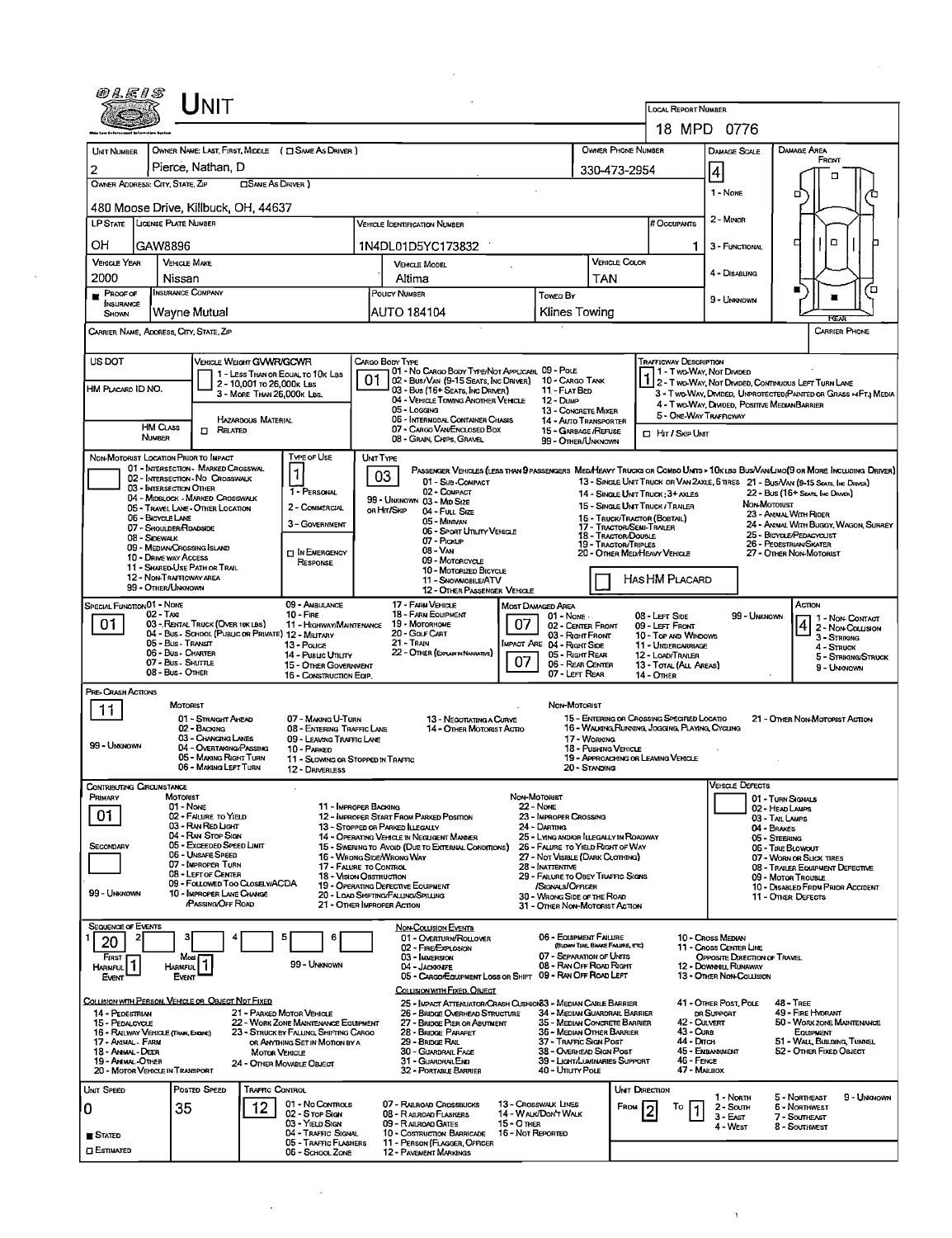# UNIT

**LOCAL REPORT NUMBER:** 18 MPD 0776

| UNIT NUMBER | OWNER NAME: LAST, FIRST, MIDDLE ( ☐ SAME AS DRIVER ) | OWNER PHONE NUMBER | DAMAGE SCALE | DAMAGE AREA |
|---|---|---|---|---|
| 2 | Pierce, Nathan, D | 330-473-2954 | 4 | FRONT / REAR |

OWNER ADDRESS: CITY, STATE, ZIP ☐ SAME AS DRIVER )
480 Moose Drive, Killbuck, OH, 44637

DAMAGE SCALE: 1 - NONE, 2 - MINOR, 3 - FUNCTIONAL, 4 - DISABLING, 9 - UNKNOWN

| LP STATE | LICENSE PLATE NUMBER | VEHICLE IDENTIFICATION NUMBER | # OCCUPANTS |
|---|---|---|---|
| OH | GAW8896 | 1N4DL01D5YC173832 | 1 |

| VEHICLE YEAR | VEHICLE MAKE | VEHICLE MODEL | VEHICLE COLOR |
|---|---|---|---|
| 2000 | Nissan | Altima | TAN |

| PROOF OF INSURANCE SHOWN | INSURANCE COMPANY | POLICY NUMBER | TOWED BY |
|---|---|---|---|
| ■ | Wayne Mutual | AUTO 184104 | Klines Towing |

CARRIER NAME, ADDRESS, CITY, STATE, ZIP — CARRIER PHONE

US DOT — VEHICLE WEIGHT GVWR/GCWR: 1 - LESS THAN OR EQUAL TO 10K LBS; 2 - 10,001 TO 26,000K LBS; 3 - MORE THAN 26,000K LBS.

HM PLACARD ID NO. — HM CLASS NUMBER — ☐ RELATED HAZARDOUS MATERIAL

CARGO BODY TYPE: **01** — 01 - NO CARGO BODY TYPE/NOT APPLICABLE; 02 - BUS/VAN (9-15 SEATS, INC DRIVER); 03 - BUS (16+ SEATS, INC DRIVER); 04 - VEHICLE TOWING ANOTHER VEHICLE; 05 - LOGGING; 06 - INTERMODAL CONTAINER CHASIS; 07 - CARGO VAN/ENCLOSED BOX; 08 - GRAIN, CHIPS, GRAVEL; 09 - POLE; 10 - CARGO TANK; 11 - FLAT BED; 12 - DUMP; 13 - CONCRETE MIXER; 14 - AUTO TRANSPORTER; 15 - GARBAGE/REFUSE; 99 - OTHER/UNKNOWN

TRAFFICWAY DESCRIPTION: **1** — 1 - TWO-WAY, NOT DIVIDED; 2 - TWO-WAY, NOT DIVIDED, CONTINUOUS LEFT TURN LANE; 3 - TWO-WAY, DIVIDED, UNPROTECTED(PAINTED OR GRASS >4FT.) MEDIA; 4 - TWO-WAY, DIVIDED, POSITIVE MEDIAN BARRIER; 5 - ONE-WAY TRAFFICWAY; ☐ HIT / SKIP UNIT

NON-MOTORIST LOCATION PRIOR TO IMPACT: 01 - INTERSECTION - MARKED CROSSWALK; 02 - INTERSECTION - NO CROSSWALK; 03 - INTERSECTION OTHER; 04 - MIDBLOCK - MARKED CROSSWALK; 05 - TRAVEL LANE - OTHER LOCATION; 06 - BICYCLE LANE; 07 - SHOULDER/ROADSIDE; 08 - SIDEWALK; 09 - MEDIAN/CROSSING ISLAND; 10 - DRIVE WAY ACCESS; 11 - SHARED-USE PATH OR TRAIL; 12 - NON-TRAFFICWAY AREA; 99 - OTHER/UNKNOWN

TYPE OF USE: **1** — 1 - PERSONAL; 2 - COMMERCIAL; 3 - GOVERNMENT; ☐ IN EMERGENCY RESPONSE

UNIT TYPE: **03** — PASSENGER VEHICLES (LESS THAN 9 PASSENGERS MED/HEAVY TRUCKS OR COMBO UNITS > 10K LBS BUS/VAN/LIMO(9 OR MORE INCLUDING DRIVER): 01 - SUB-COMPACT; 02 - COMPACT; 99 - UNKNOWN 03 - MID SIZE OR HIT/SKIP; 04 - FULL SIZE; 05 - MINIVAN; 06 - SPORT UTILITY VEHICLE; 07 - PICKUP; 08 - VAN; 09 - MOTORCYCLE; 10 - MOTORIZED BICYCLE; 11 - SNOWMOBILE/ATV; 12 - OTHER PASSENGER VEHICLE; 13 - SINGLE UNIT TRUCK OR VAN 2AXLE, 6 TIRES; 14 - SINGLE UNIT TRUCK; 3+ AXLES; 15 - SINGLE UNIT TRUCK / TRAILER; 16 - TRUCK/TRACTOR (BOBTAIL); 17 - TRACTOR/SEMI-TRAILER; 18 - TRACTOR/DOUBLE; 19 - TRACTOR/TRIPLES; 20 - OTHER MED/HEAVY VEHICLE; 21 - BUS/VAN (9-15 SEATS, INC DRIVER); 22 - BUS (16+ SEATS, INC DRIVER); NON-MOTORIST: 23 - ANIMAL WITH RIDER; 24 - ANIMAL WITH BUGGY, WAGON, SURREY; 25 - BICYCLE/PEDACYCLIST; 26 - PEDESTRIAN/SKATER; 27 - OTHER NON-MOTORIST; ☐ HAS HM PLACARD

SPECIAL FUNCTION: **01** — 01 - NONE; 02 - TAXI; 03 - RENTAL TRUCK (OVER 10K LBS); 04 - BUS - SCHOOL (PUBLIC OR PRIVATE); 05 - BUS - TRANSIT; 06 - BUS - CHARTER; 07 - BUS - SHUTTLE; 08 - BUS - OTHER; 09 - AMBULANCE; 10 - FIRE; 11 - HIGHWAY/MAINTENANCE; 12 - MILITARY; 13 - POLICE; 14 - PUBLIC UTILITY; 15 - OTHER GOVERNMENT; 16 - CONSTRUCTION EQIP.; 17 - FARM VEHICLE; 18 - FARM EQUIPMENT; 19 - MOTORHOME; 20 - GOLF CART; 21 - TRAIN; 22 - OTHER (EXPLAIN IN NARRATIVE)

MOST DAMAGED AREA: **07**; IMPACT AREA: **07** — 01 - NONE; 02 - CENTER FRONT; 03 - RIGHT FRONT; 04 - RIGHT SIDE; 05 - RIGHT REAR; 06 - REAR CENTER; 07 - LEFT REAR; 08 - LEFT SIDE; 09 - LEFT FRONT; 10 - TOP AND WINDOWS; 11 - UNDERCARRIAGE; 12 - LOAD/TRAILER; 13 - TOTAL (ALL AREAS); 14 - OTHER; 99 - UNKNOWN

ACTION: **4** — 1 - NON-CONTACT; 2 - NON-COLLISION; 3 - STRIKING; 4 - STRUCK; 5 - STRIKING/STRUCK; 9 - UNKNOWN

PRE-CRASH ACTIONS: **11** — MOTORIST: 01 - STRAIGHT AHEAD; 02 - BACKING; 03 - CHANGING LANES; 04 - OVERTAKING/PASSING; 05 - MAKING RIGHT TURN; 06 - MAKING LEFT TURN; 07 - MAKING U-TURN; 08 - ENTERING TRAFFIC LANE; 09 - LEAVING TRAFFIC LANE; 10 - PARKED; 11 - SLOWING OR STOPPED IN TRAFFIC; 12 - DRIVERLESS; 13 - NEGOTIATING A CURVE; 14 - OTHER MOTORIST ACTIO; 99 - UNKNOWN. NON-MOTORIST: 15 - ENTERING OR CROSSING SPECIFIED LOCATIO; 16 - WALKING, RUNNING, JOGGING, PLAYING, CYCLING; 17 - WORKING; 18 - PUSHING VEHICLE; 19 - APPROACHING OR LEAVING VEHICLE; 20 - STANDING; 21 - OTHER NON-MOTORIST ACTION

CONTRIBUTING CIRCUMSTANCE: PRIMARY **01**; SECONDARY (blank); 99 - UNKNOWN

MOTORIST: 01 - NONE; 02 - FAILURE TO YIELD; 03 - RAN RED LIGHT; 04 - RAN STOP SIGN; 05 - EXCEEDED SPEED LIMIT; 06 - UNSAFE SPEED; 07 - IMPROPER TURN; 08 - LEFT OF CENTER; 09 - FOLLOWED TOO CLOSELY/ACDA; 10 - IMPROPER LANE CHANGE /PASSING/OFF ROAD; 11 - IMPROPER BACKING; 12 - IMPROPER START FROM PARKED POSITION; 13 - STOPPED OR PARKED ILLEGALLY; 14 - OPERATING VEHICLE IN NEGLIGENT MANNER; 15 - SWERING TO AVOID (DUE TO EXTERNAL CONDITIONS); 16 - WRONG SIDE/WRONG WAY; 17 - FALURE TO CONTROL; 18 - VISION OBSTRUCTION; 19 - OPERATING DEFECTIVE EQUIPMENT; 20 - LOAD SHIFTING/FALLING/SPILLING; 21 - OTHER IMPROPER ACTION

NON-MOTORIST: 22 - NONE; 23 - IMPROPER CROSSING; 24 - DARTING; 25 - LYING AND/OR ILLEGALLY IN ROADWAY; 26 - FALURE TO YIELD RIGHT OF WAY; 27 - NOT VISIBLE (DARK CLOTHING); 28 - INATTENTIVE; 29 - FAILURE TO OBEY TRAFFIC SIGNS /SIGNALS/OFFICER; 30 - WRONG SIDE OF THE ROAD; 31 - OTHER NON-MOTORIST ACTION

VEHICLE DEFECTS: 01 - TURN SIGNALS; 02 - HEAD LAMPS; 03 - TAIL LAMPS; 04 - BRAKES; 05 - STEERING; 06 - TIRE BLOWOUT; 07 - WORN OR SLICK TIRES; 08 - TRAILER EQUIPMENT DEFECTIVE; 09 - MOTOR TROUBLE; 10 - DISABLED FROM PRIOR ACCIDENT; 11 - OTHER DEFECTS

SEQUENCE OF EVENTS: 1: **20**; 2–6: blank. FIRST HARMFUL EVENT: **1**; MOST HARMFUL EVENT: **1**; 99 - UNKNOWN

NON-COLLISION EVENTS: 01 - OVERTURN/ROLLOVER; 02 - FIRE/EXPLOSION; 03 - IMMERSION; 04 - JACKKNIFE; 05 - CARGO/EQUIPMENT LOSS OR SHIFT; 06 - EQUIPMENT FAILURE (BLOWN TIRE, BRAKE FAILURE, ETC); 07 - SEPARATION OF UNITS; 08 - RAN OFF ROAD RIGHT; 09 - RAN OFF ROAD LEFT; 10 - CROSS MEDIAN; 11 - CROSS CENTER LINE OPPOSITE DIRECTION OF TRAVEL; 12 - DOWNHILL RUNAWAY; 13 - OTHER NON-COLLISION

COLLISION WITH PERSON, VEHICLE OR OBJECT NOT FIXED: 14 - PEDESTRIAN; 15 - PEDALCYCLE; 16 - RAILWAY VEHICLE (TRAIN, ENGINE); 17 - ANIMAL - FARM; 18 - ANIMAL - DEER; 19 - ANIMAL - OTHER; 20 - MOTOR VEHICLE IN TRANSPORT; 21 - PARKED MOTOR VEHICLE; 22 - WORK ZONE MAINTENANCE EQUIPMENT; 23 - STRUCK BY FALLING, SHIFTING CARGO OR ANYTHING SET IN MOTION BY A MOTOR VEHICLE; 24 - OTHER MOVABLE OBJECT

COLLISION WITH FIXED, OBJECT: 25 - IMPACT ATTENUATOR/CRASH CUSHION; 26 - BRIDGE OVERHEAD STRUCTURE; 27 - BRIDGE PIER OR ABUTMENT; 28 - BRIDGE PARAPET; 29 - BRIDGE RAIL; 30 - GUARDRAIL FACE; 31 - GUARDRAIL END; 32 - PORTABLE BARRIER; 33 - MEDIAN CABLE BARRIER; 34 - MEDIAN GUARDRAIL BARRIER; 35 - MEDIAN CONCRETE BARRIER; 36 - MEDIAN OTHER BARRIER; 37 - TRAFFIC SIGN POST; 38 - OVERHEAD SIGN POST; 39 - LIGHT/LUMINARIES SUPPORT; 40 - UTILITY POLE; 41 - OTHER POST, POLE OR SUPPORT; 42 - CULVERT; 43 - CURB; 44 - DITCH; 45 - EMBANKMENT; 46 - FENCE; 47 - MAILBOX; 48 - TREE; 49 - FIRE HYDRANT; 50 - WORK ZONE MAINTENANCE EQUIPMENT; 51 - WALL, BUILDING, TUNNEL; 52 - OTHER FIXED OBJECT

| UNIT SPEED | POSTED SPEED | TRAFFIC CONTROL | UNIT DIRECTION |
|---|---|---|---|
| 0 | 35 | 12 | FROM 2 TO 1 |

■ STATED ☐ ESTIMATED

TRAFFIC CONTROL: 01 - NO CONTROLS; 02 - STOP SIGN; 03 - YIELD SIGN; 04 - TRAFFIC SIGNAL; 05 - TRAFFIC FLASHERS; 06 - SCHOOL ZONE; 07 - RAILROAD CROSSBUCKS; 08 - RAILROAD FLASHERS; 09 - RAILROAD GATES; 10 - COSTRUCTION BARRICADE; 11 - PERSON (FLAGGER, OFFICER; 12 - PAVEMENT MARKINGS; 13 - CROSSWALK LINES; 14 - WALK/DON'T WALK; 15 - OTHER; 16 - NOT REPORTED

UNIT DIRECTION: 1 - NORTH; 2 - SOUTH; 3 - EAST; 4 - WEST; 5 - NORTHEAST; 6 - NORTHWEST; 7 - SOUTHEAST; 8 - SOUTHWEST; 9 - UNKNOWN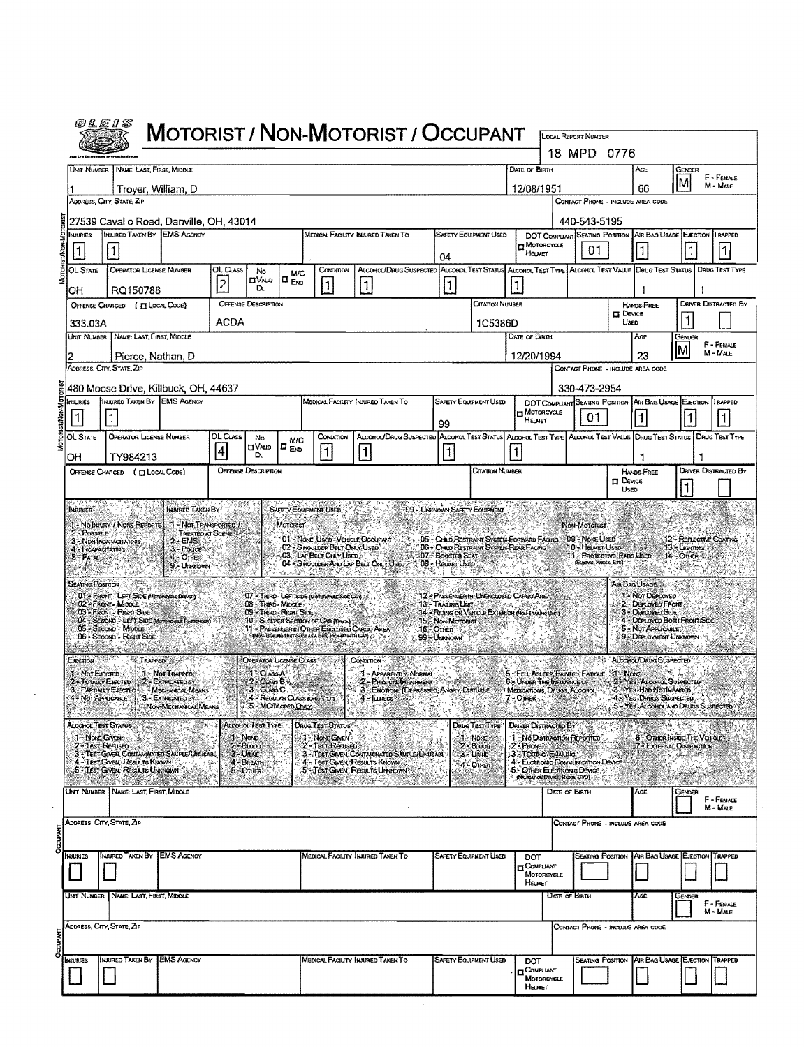# MOTORIST / NON-MOTORIST / OCCUPANT

OLEIS

| Local Report Number |
| --- |
| 18 MPD 0776 |

## Motorist/Non-Motorist — Unit 1

| Unit Number | Name: Last, First, Middle | Date of Birth | Age | Gender |
| --- | --- | --- | --- | --- |
| 1 | Troyer, William, D | 12/08/1951 | 66 | M |

| Address, City, State, Zip | Contact Phone - Include Area Code |
| --- | --- |
| 27539 Cavallo Road, Danville, OH, 43014 | 440-543-5195 |

| Injuries | Injured Taken By | EMS Agency | Medical Facility Injured Taken To | Safety Equipment Used | DOT Compliant Motorcycle Helmet | Seating Position | Air Bag Usage | Ejection | Trapped |
| --- | --- | --- | --- | --- | --- | --- | --- | --- | --- |
| 1 | 1 | | | 04 | | 01 | 1 | 1 | 1 |

| OL State | Operator License Number | OL Class | No Valid OL | M/C End | Condition | Alcohol/Drug Suspected | Alcohol Test Status | Alcohol Test Type | Alcohol Test Value | Drug Test Status | Drug Test Type |
| --- | --- | --- | --- | --- | --- | --- | --- | --- | --- | --- | --- |
| OH | RQ150788 | 2 | | | 1 | 1 | 1 | 1 | | 1 | 1 |

| Offense Charged (Local Code) | Offense Description | Citation Number | Hands-Free Device Used | Driver Distracted By |
| --- | --- | --- | --- | --- |
| 333.03A | ACDA | 1C5386D | | 1 |

## Motorist/Non-Motorist — Unit 2

| Unit Number | Name: Last, First, Middle | Date of Birth | Age | Gender |
| --- | --- | --- | --- | --- |
| 2 | Pierce, Nathan, D | 12/20/1994 | 23 | M |

| Address, City, State, Zip | Contact Phone - Include Area Code |
| --- | --- |
| 480 Moose Drive, Killbuck, OH, 44637 | 330-473-2954 |

| Injuries | Injured Taken By | EMS Agency | Medical Facility Injured Taken To | Safety Equipment Used | DOT Compliant Motorcycle Helmet | Seating Position | Air Bag Usage | Ejection | Trapped |
| --- | --- | --- | --- | --- | --- | --- | --- | --- | --- |
| 1 | 1 | | | 99 | | 01 | 1 | 1 | 1 |

| OL State | Operator License Number | OL Class | No Valid OL | M/C End | Condition | Alcohol/Drug Suspected | Alcohol Test Status | Alcohol Test Type | Alcohol Test Value | Drug Test Status | Drug Test Type |
| --- | --- | --- | --- | --- | --- | --- | --- | --- | --- | --- | --- |
| OH | TY984213 | 4 | | | 1 | 1 | 1 | 1 | | 1 | 1 |

| Offense Charged (Local Code) | Offense Description | Citation Number | Hands-Free Device Used | Driver Distracted By |
| --- | --- | --- | --- | --- |
| | | | | 1 |

## Codes

**Injuries:** 1 - No Injury / None Reported; 2 - Possible; 3 - Non-Incapacitating; 4 - Incapacitating; 5 - Fatal

**Injured Taken By:** 1 - Not Transported / Treated at Scene; 2 - EMS; 3 - Police; 4 - Other; 9 - Unknown

**Safety Equipment Used:** 99 - Unknown Safety Equipment
- Motorist: 01 - None Used-Vehicle Occupant; 02 - Shoulder Belt Only Used; 03 - Lap Belt Only Used; 04 - Shoulder and Lap Belt Only Used; 05 - Child Restraint System-Forward Facing; 06 - Child Restraint System-Rear Facing; 07 - Booster Seat; 08 - Helmet Used
- Non-Motorist: 09 - None Used; 10 - Helmet Used; 11 - Protective Pads Used (Elbows, Knees, Etc); 12 - Reflective Coating; 13 - Lighting; 14 - Other

**Seating Position:** 01 - Front - Left Side (Motorcycle Driver); 02 - Front - Middle; 03 - Front - Right Side; 04 - Second - Left Side (Motorcycle Passenger); 05 - Second - Middle; 06 - Second - Right Side; 07 - Third - Left Side (Motorcycle Side Car); 08 - Third - Middle; 09 - Third - Right Side; 10 - Sleeper Section of Cab (Truck); 11 - Passenger in Other Enclosed Cargo Area (Non-Trailing Unit Such as a Bus, Pickup with Cap); 12 - Passenger in Unenclosed Cargo Area; 13 - Trailing Unit; 14 - Riding on Vehicle Exterior (Non-Trailing Unit); 15 - Non-Motorist; 16 - Other; 99 - Unknown

**Air Bag Usage:** 1 - Not Deployed; 2 - Deployed Front; 3 - Deployed Side; 4 - Deployed Both Front/Side; 5 - Not Applicable; 9 - Deployment Unknown

**Ejection:** 1 - Not Ejected; 2 - Totally Ejected; 3 - Partially Ejected; 4 - Not Applicable

**Trapped:** 1 - Not Trapped; 2 - Extricated by Mechanical Means; 3 - Extricated by Non-Mechanical Means

**Operator License Class:** 1 - Class A; 2 - Class B; 3 - Class C; 4 - Regular Class (Ohio = D); 5 - M/C Moped Only

**Condition:** 1 - Apparently Normal; 2 - Physical Impairment; 3 - Emotional (Depressed, Angry, Disturbed); 4 - Illness; 5 - Fell Asleep, Fainted, Fatigue; 6 - Under the Influence of Medications, Drugs, Alcohol; 7 - Other

**Alcohol/Drug Suspected:** 1 - None; 2 - Yes - Alcohol Suspected; 3 - Yes - HBD Not Impaired; 4 - Yes - Drugs Suspected; 5 - Yes - Alcohol and Drugs Suspected

**Alcohol Test Status:** 1 - None Given; 2 - Test Refused; 3 - Test Given, Contaminated Sample/Unusable; 4 - Test Given, Results Known; 5 - Test Given, Results Unknown

**Alcohol Test Type:** 1 - None; 2 - Blood; 3 - Urine; 4 - Breath; 5 - Other

**Drug Test Status:** 1 - None Given; 2 - Test Refused; 3 - Test Given, Contaminated Sample/Unusable; 4 - Test Given, Results Known; 5 - Test Given, Results Unknown

**Drug Test Type:** 1 - None; 2 - Blood; 3 - Urine; 4 - Other

**Driver Distracted By:** 1 - No Distraction Reported; 2 - Phone; 3 - Texting/Emailing; 4 - Electronic Communication Device; 5 - Other Electronic Device (Navigation Device, Radio, DVD); 6 - Other Inside the Vehicle; 7 - External Distraction

## Occupant

| Unit Number | Name: Last, First, Middle | Date of Birth | Age | Gender |
| --- | --- | --- | --- | --- |
| | | | | |

| Address, City, State, Zip | Contact Phone - Include Area Code |
| --- | --- |
| | |

| Injuries | Injured Taken By | EMS Agency | Medical Facility Injured Taken To | Safety Equipment Used | DOT Compliant Motorcycle Helmet | Seating Position | Air Bag Usage | Ejection | Trapped |
| --- | --- | --- | --- | --- | --- | --- | --- | --- | --- |
| | | | | | | | | | |

## Occupant

| Unit Number | Name: Last, First, Middle | Date of Birth | Age | Gender |
| --- | --- | --- | --- | --- |
| | | | | |

| Address, City, State, Zip | Contact Phone - Include Area Code |
| --- | --- |
| | |

| Injuries | Injured Taken By | EMS Agency | Medical Facility Injured Taken To | Safety Equipment Used | DOT Compliant Motorcycle Helmet | Seating Position | Air Bag Usage | Ejection | Trapped |
| --- | --- | --- | --- | --- | --- | --- | --- | --- | --- |
| | | | | | | | | | |